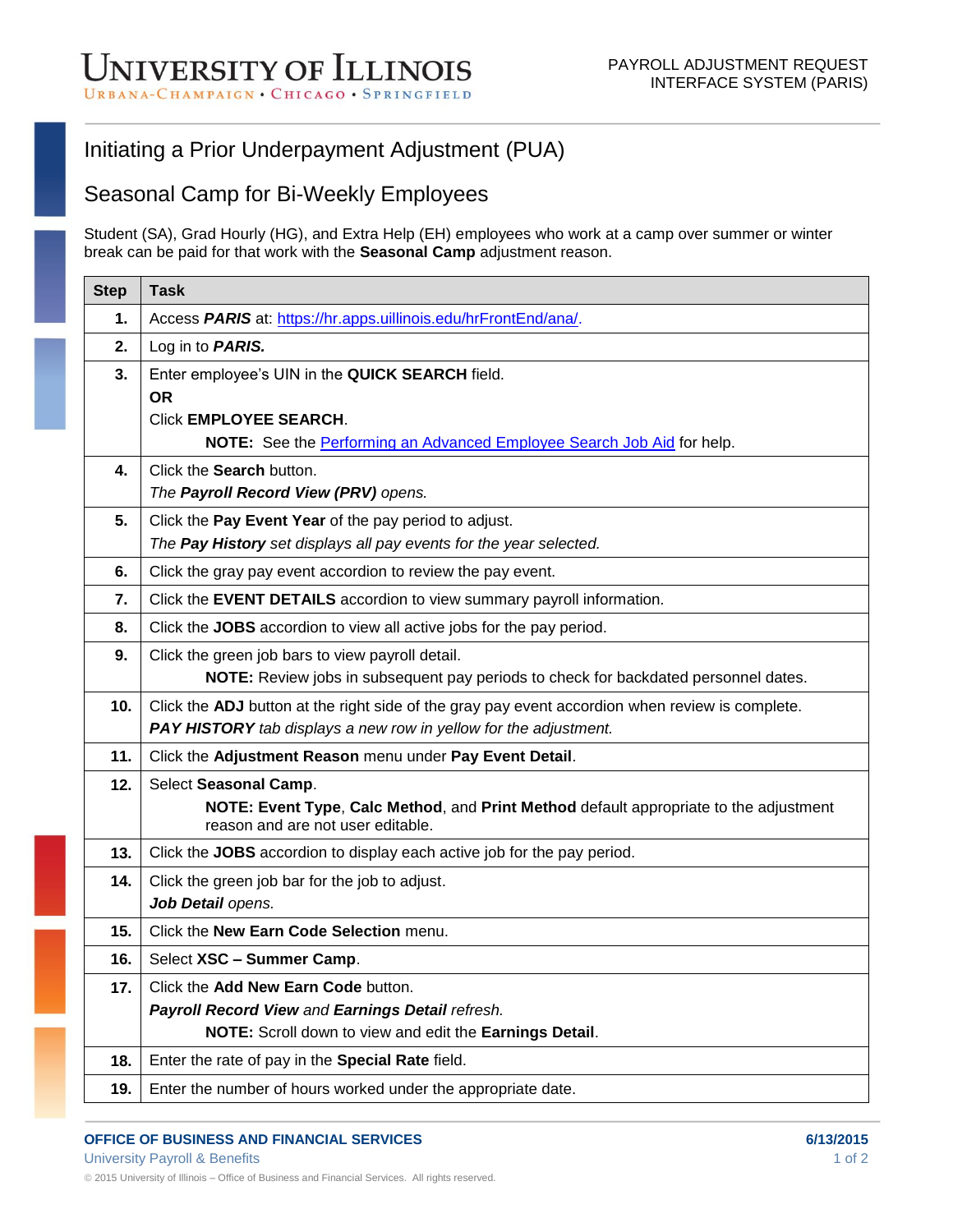# Initiating a Prior Underpayment Adjustment (PUA)

## Seasonal Camp for Bi-Weekly Employees

Student (SA), Grad Hourly (HG), and Extra Help (EH) employees who work at a camp over summer or winter break can be paid for that work with the **Seasonal Camp** adjustment reason.

| Step | Task |
|---|---|
| **1.** | Access ***PARIS*** at: [https://hr.apps.uillinois.edu/hrFrontEnd/ana/](https://hr.apps.uillinois.edu/hrFrontEnd/ana/). |
| **2.** | Log in to ***PARIS.*** |
| **3.** | Enter employee's UIN in the **QUICK SEARCH** field.<br>**OR**<br>Click **EMPLOYEE SEARCH**.<br>**NOTE:** See the Performing an Advanced Employee Search Job Aid for help. |
| **4.** | Click the **Search** button.<br>*The **Payroll Record View (PRV)** opens.* |
| **5.** | Click the **Pay Event Year** of the pay period to adjust.<br>*The **Pay History** set displays all pay events for the year selected.* |
| **6.** | Click the gray pay event accordion to review the pay event. |
| **7.** | Click the **EVENT DETAILS** accordion to view summary payroll information. |
| **8.** | Click the **JOBS** accordion to view all active jobs for the pay period. |
| **9.** | Click the green job bars to view payroll detail.<br>**NOTE:** Review jobs in subsequent pay periods to check for backdated personnel dates. |
| **10.** | Click the **ADJ** button at the right side of the gray pay event accordion when review is complete.<br>***PAY HISTORY** tab displays a new row in yellow for the adjustment.* |
| **11.** | Click the **Adjustment Reason** menu under **Pay Event Detail**. |
| **12.** | Select **Seasonal Camp**.<br>**NOTE: Event Type**, **Calc Method**, and **Print Method** default appropriate to the adjustment reason and are not user editable. |
| **13.** | Click the **JOBS** accordion to display each active job for the pay period. |
| **14.** | Click the green job bar for the job to adjust.<br>***Job Detail** opens.* |
| **15.** | Click the **New Earn Code Selection** menu. |
| **16.** | Select **XSC – Summer Camp**. |
| **17.** | Click the **Add New Earn Code** button.<br>***Payroll Record View** and **Earnings Detail** refresh.*<br>**NOTE:** Scroll down to view and edit the **Earnings Detail**. |
| **18.** | Enter the rate of pay in the **Special Rate** field. |
| **19.** | Enter the number of hours worked under the appropriate date. |

**OFFICE OF BUSINESS AND FINANCIAL SERVICES**
University Payroll & Benefits

**6/13/2015**

© 2015 University of Illinois – Office of Business and Financial Services. All rights reserved.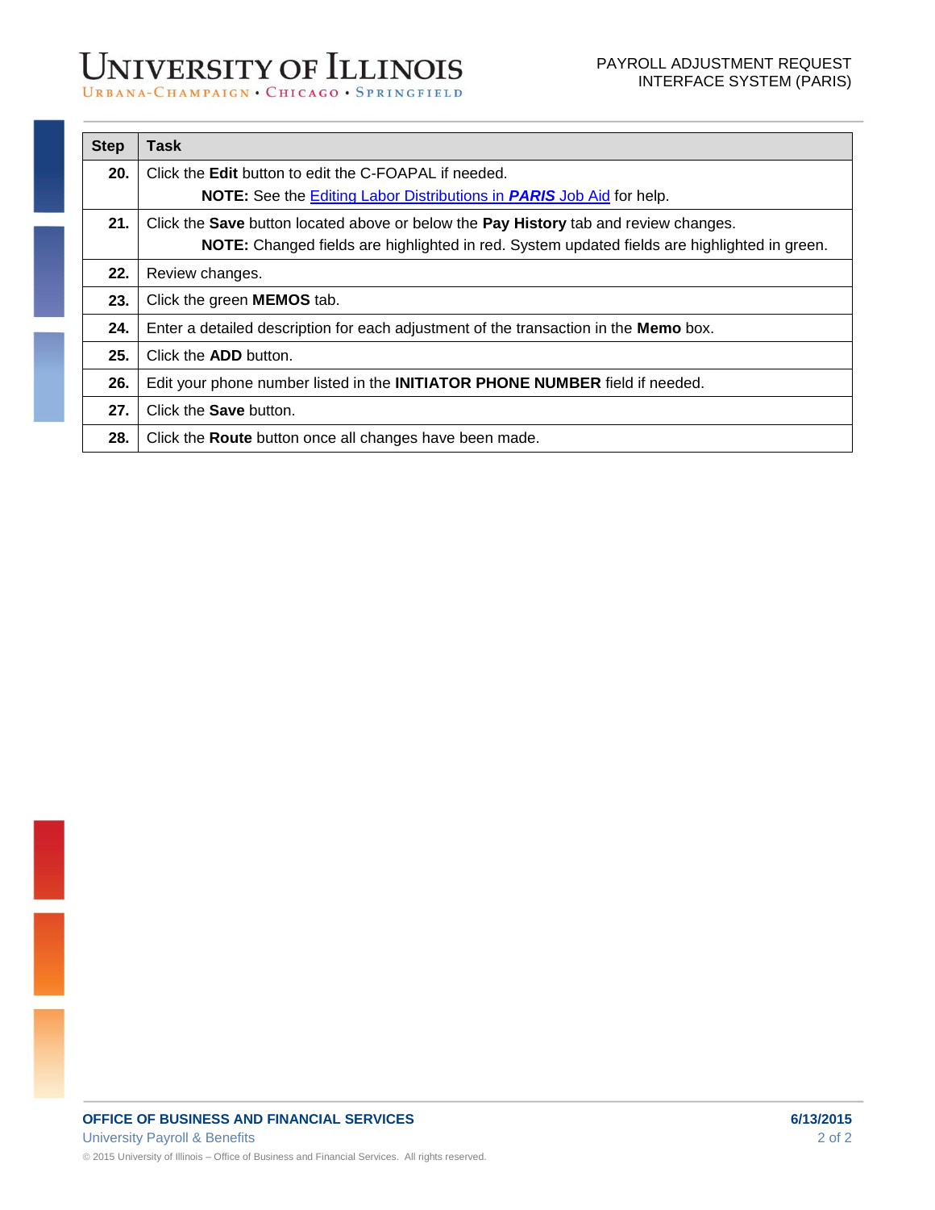| Step | Task |
|---|---|
| **20.** | Click the **Edit** button to edit the C-FOAPAL if needed. **NOTE:** See the Editing Labor Distributions in ***PARIS*** Job Aid for help. |
| **21.** | Click the **Save** button located above or below the **Pay History** tab and review changes. **NOTE:** Changed fields are highlighted in red. System updated fields are highlighted in green. |
| **22.** | Review changes. |
| **23.** | Click the green **MEMOS** tab. |
| **24.** | Enter a detailed description for each adjustment of the transaction in the **Memo** box. |
| **25.** | Click the **ADD** button. |
| **26.** | Edit your phone number listed in the **INITIATOR PHONE NUMBER** field if needed. |
| **27.** | Click the **Save** button. |
| **28.** | Click the **Route** button once all changes have been made. |